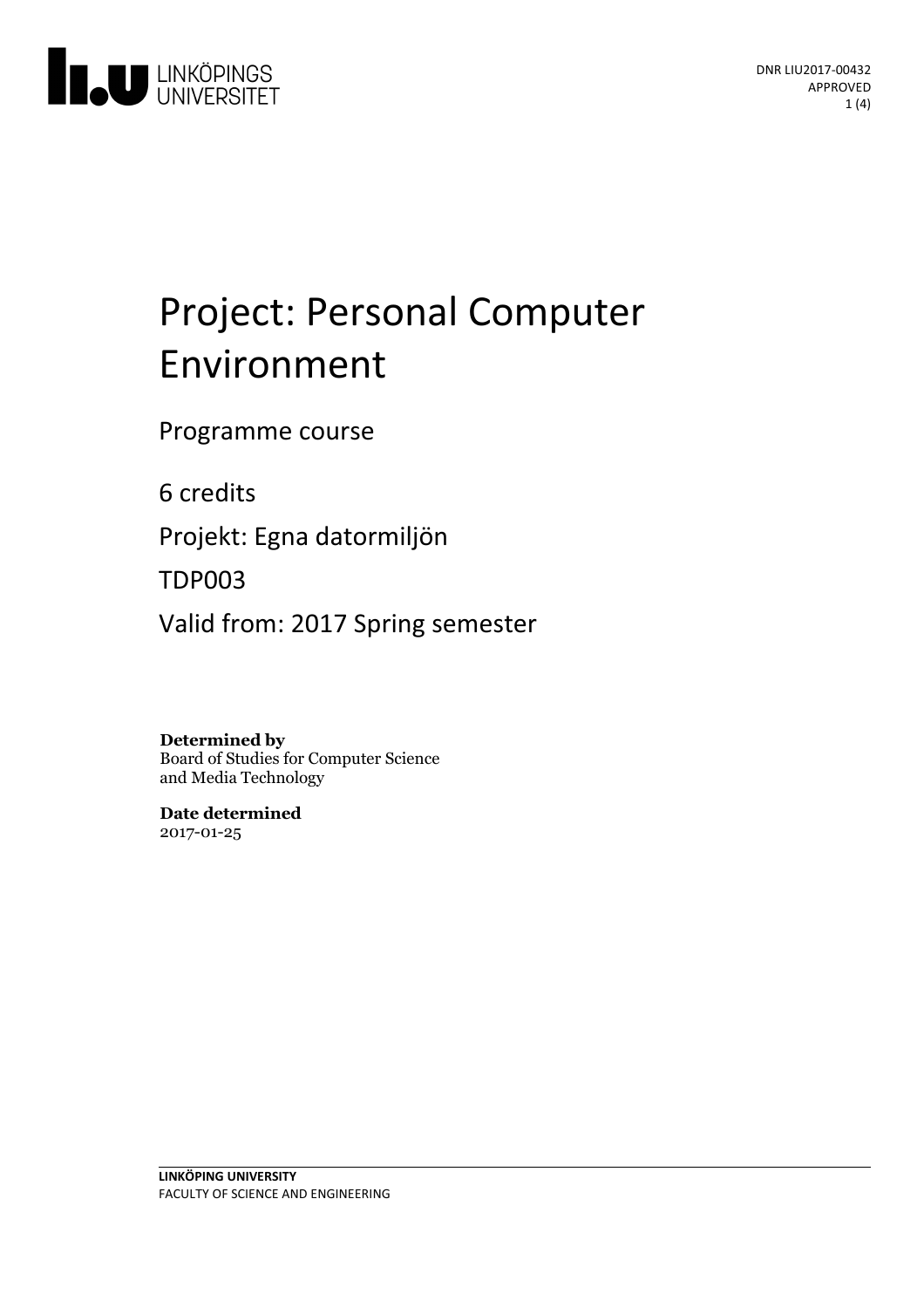DNR LIU2017-00432
APPROVED

# Project: Personal Computer Environment

Programme course

6 credits

Projekt: Egna datormiljön

TDP003

Valid from: 2017 Spring semester

**Determined by**
Board of Studies for Computer Science and Media Technology

**Date determined**
2017-01-25

**LINKÖPING UNIVERSITY**
FACULTY OF SCIENCE AND ENGINEERING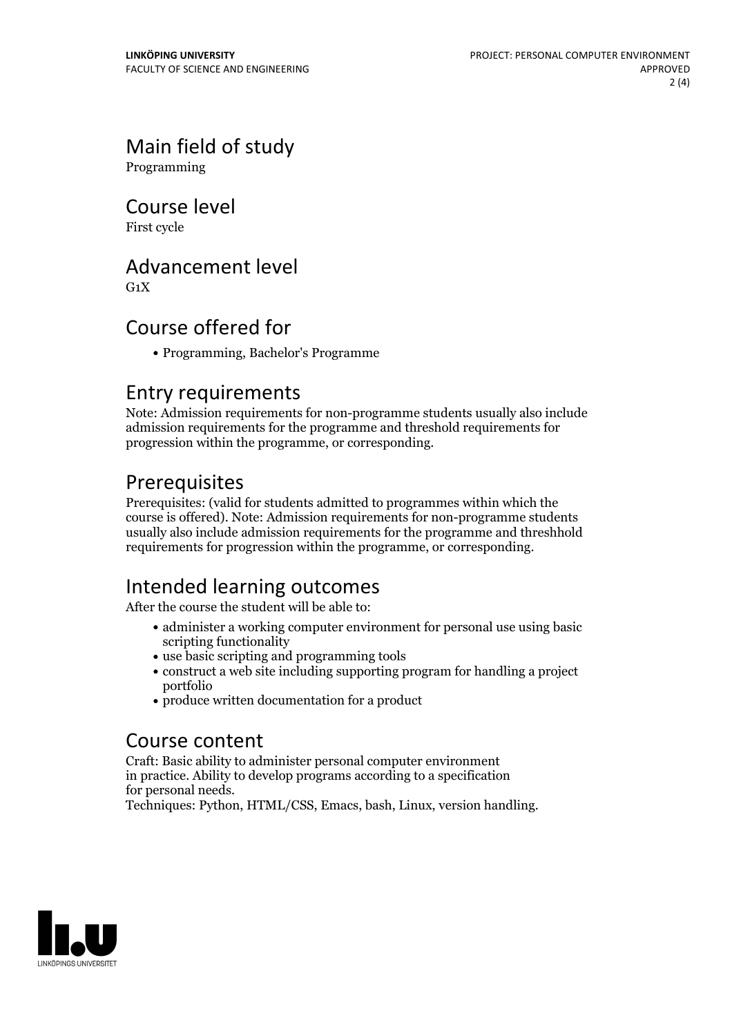# Main field of study

Programming

# Course level

First cycle

# Advancement level

G1X

# Course offered for

- Programming, Bachelor's Programme

# Entry requirements

Note: Admission requirements for non-programme students usually also include admission requirements for the programme and threshold requirements for progression within the programme, or corresponding.

# Prerequisites

Prerequisites: (valid for students admitted to programmes within which the course is offered). Note: Admission requirements for non-programme students usually also include admission requirements for the programme and threshhold requirements for progression within the programme, or corresponding.

# Intended learning outcomes

After the course the student will be able to:

- administer a working computer environment for personal use using basic scripting functionality
- use basic scripting and programming tools
- construct a web site including supporting program for handling a project portfolio
- produce written documentation for a product

# Course content

Craft: Basic ability to administer personal computer environment in practice. Ability to develop programs according to a specification for personal needs.
Techniques: Python, HTML/CSS, Emacs, bash, Linux, version handling.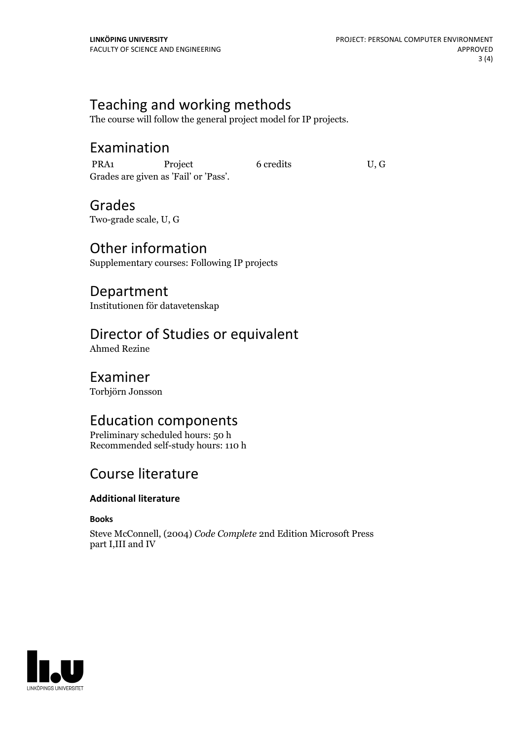## Teaching and working methods

The course will follow the general project model for IP projects.

## Examination

| PRA1 | Project | 6 credits | U, G |
|---|---|---|---|

Grades are given as 'Fail' or 'Pass'.

## Grades

Two-grade scale, U, G

## Other information

Supplementary courses: Following IP projects

## Department

Institutionen för datavetenskap

## Director of Studies or equivalent

Ahmed Rezine

## Examiner

Torbjörn Jonsson

## Education components

Preliminary scheduled hours: 50 h
Recommended self-study hours: 110 h

## Course literature

### Additional literature

#### Books

Steve McConnell, (2004) *Code Complete* 2nd Edition Microsoft Press
part I,III and IV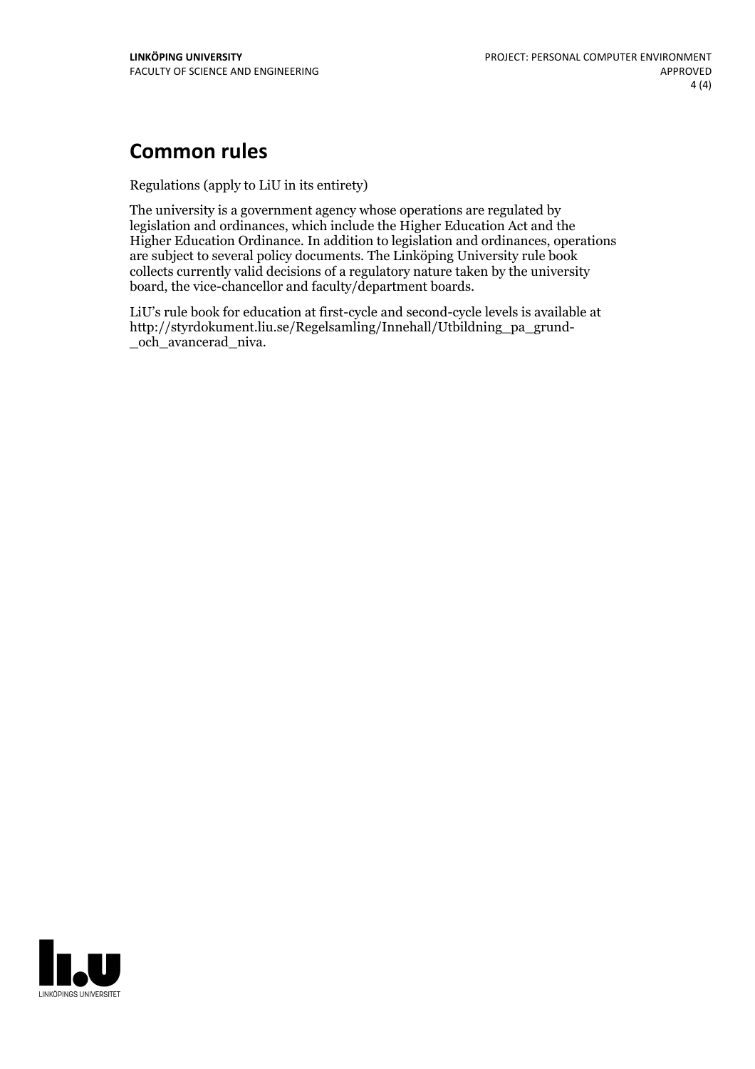## Common rules

Regulations (apply to LiU in its entirety)

The university is a government agency whose operations are regulated by legislation and ordinances, which include the Higher Education Act and the Higher Education Ordinance. In addition to legislation and ordinances, operations are subject to several policy documents. The Linköping University rule book collects currently valid decisions of a regulatory nature taken by the university board, the vice-chancellor and faculty/department boards.

LiU's rule book for education at first-cycle and second-cycle levels is available at http://styrdokument.liu.se/Regelsamling/Innehall/Utbildning_pa_grund-_och_avancerad_niva.